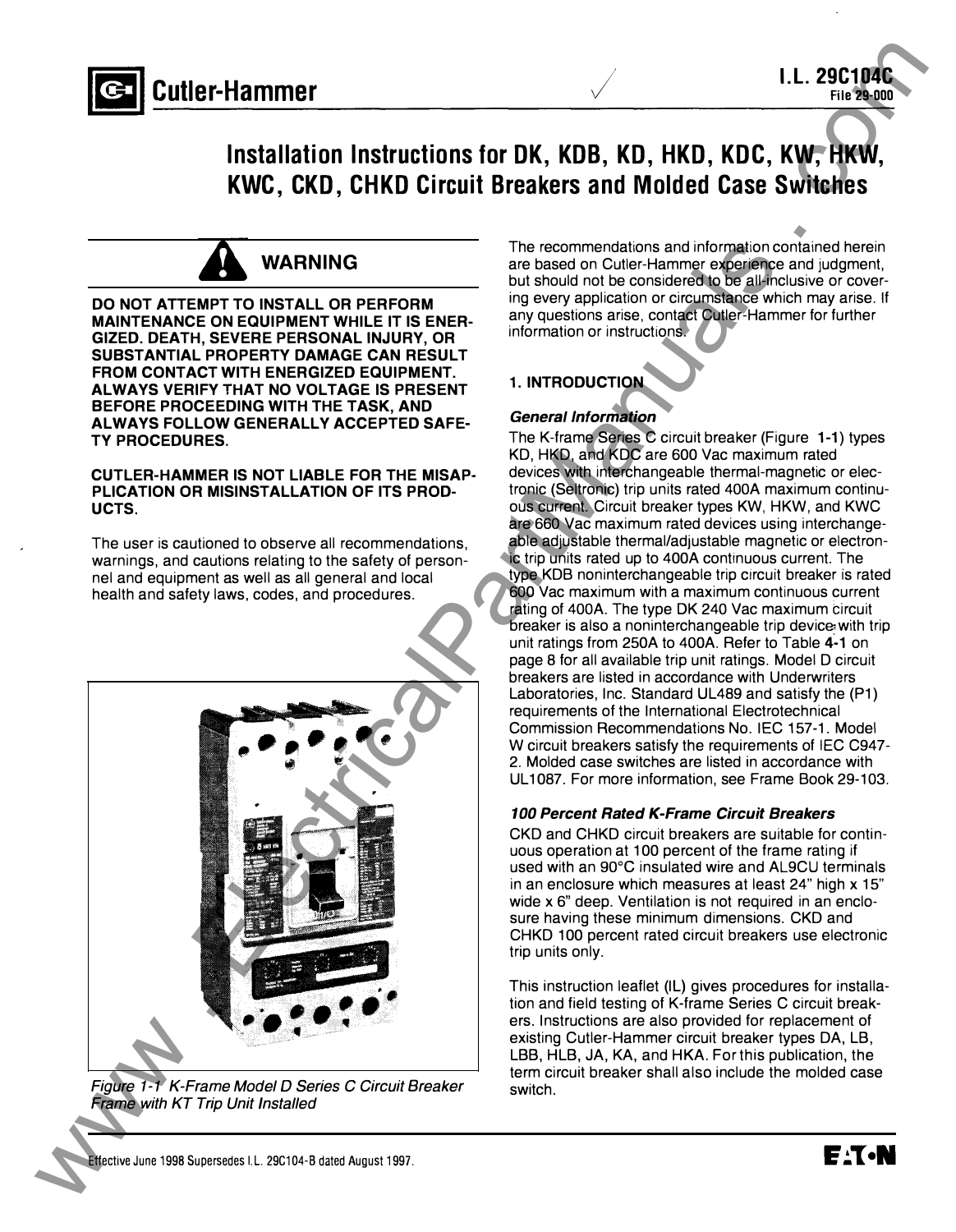Cutler-Hammer

I.L. 29C104C
File 29-000

# Installation Instructions for DK, KDB, KD, HKD, KDC, KW, HKW, KWC, CKD, CHKD Circuit Breakers and Molded Case Switches

**WARNING**

**DO NOT ATTEMPT TO INSTALL OR PERFORM MAINTENANCE ON EQUIPMENT WHILE IT IS ENERGIZED. DEATH, SEVERE PERSONAL INJURY, OR SUBSTANTIAL PROPERTY DAMAGE CAN RESULT FROM CONTACT WITH ENERGIZED EQUIPMENT. ALWAYS VERIFY THAT NO VOLTAGE IS PRESENT BEFORE PROCEEDING WITH THE TASK, AND ALWAYS FOLLOW GENERALLY ACCEPTED SAFETY PROCEDURES.**

**CUTLER-HAMMER IS NOT LIABLE FOR THE MISAPPLICATION OR MISINSTALLATION OF ITS PRODUCTS.**

The user is cautioned to observe all recommendations, warnings, and cautions relating to the safety of personnel and equipment as well as all general and local health and safety laws, codes, and procedures.

*Figure 1-1 K-Frame Model D Series C Circuit Breaker Frame with KT Trip Unit Installed*

The recommendations and information contained herein are based on Cutler-Hammer experience and judgment, but should not be considered to be all-inclusive or covering every application or circumstance which may arise. If any questions arise, contact Cutler-Hammer for further information or instructions.

## 1. INTRODUCTION

### General Information

The K-frame Series C circuit breaker (Figure **1-1**) types KD, HKD, and KDC are 600 Vac maximum rated devices with interchangeable thermal-magnetic or electronic (Seltronic) trip units rated 400A maximum continuous current. Circuit breaker types KW, HKW, and KWC are 660 Vac maximum rated devices using interchangeable adjustable thermal/adjustable magnetic or electronic trip units rated up to 400A continuous current. The type KDB noninterchangeable trip circuit breaker is rated 600 Vac maximum with a maximum continuous current rating of 400A. The type DK 240 Vac maximum circuit breaker is also a noninterchangeable trip device with trip unit ratings from 250A to 400A. Refer to Table **4-1** on page 8 for all available trip unit ratings. Model D circuit breakers are listed in accordance with Underwriters Laboratories, Inc. Standard UL489 and satisfy the (P1) requirements of the International Electrotechnical Commission Recommendations No. IEC 157-1. Model W circuit breakers satisfy the requirements of IEC C947-2. Molded case switches are listed in accordance with UL1087. For more information, see Frame Book 29-103.

### 100 Percent Rated K-Frame Circuit Breakers

CKD and CHKD circuit breakers are suitable for continuous operation at 100 percent of the frame rating if used with an 90°C insulated wire and AL9CU terminals in an enclosure which measures at least 24" high x 15" wide x 6" deep. Ventilation is not required in an enclosure having these minimum dimensions. CKD and CHKD 100 percent rated circuit breakers use electronic trip units only.

This instruction leaflet (IL) gives procedures for installation and field testing of K-frame Series C circuit breakers. Instructions are also provided for replacement of existing Cutler-Hammer circuit breaker types DA, LB, LBB, HLB, JA, KA, and HKA. For this publication, the term circuit breaker shall also include the molded case switch.

Effective June 1998 Supersedes I.L. 29C104-B dated August 1997.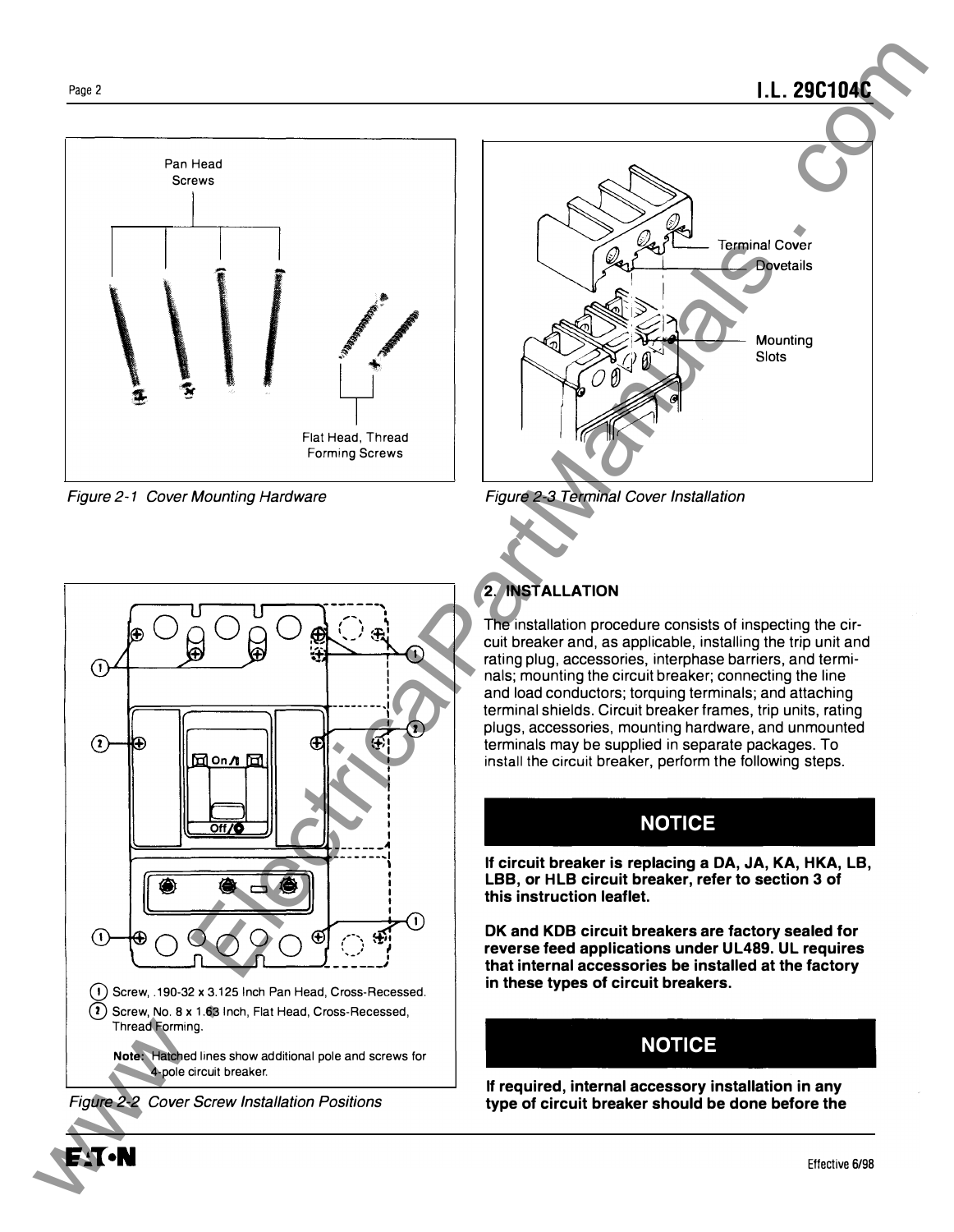Pan Head Screws

Flat Head, Thread Forming Screws

*Figure 2-1 Cover Mounting Hardware*

Terminal Cover

Dovetails

Mounting Slots

*Figure 2-3 Terminal Cover Installation*

(1) Screw, .190-32 x 3.125 Inch Pan Head, Cross-Recessed.

(2) Screw, No. 8 x 1.63 Inch, Flat Head, Cross-Recessed, Thread Forming.

**Note:** Hatched lines show additional pole and screws for 4-pole circuit breaker.

*Figure 2-2 Cover Screw Installation Positions*

## 2. INSTALLATION

The installation procedure consists of inspecting the circuit breaker and, as applicable, installing the trip unit and rating plug, accessories, interphase barriers, and terminals; mounting the circuit breaker; connecting the line and load conductors; torquing terminals; and attaching terminal shields. Circuit breaker frames, trip units, rating plugs, accessories, mounting hardware, and unmounted terminals may be supplied in separate packages. To install the circuit breaker, perform the following steps.

**NOTICE**

**If circuit breaker is replacing a DA, JA, KA, HKA, LB, LBB, or HLB circuit breaker, refer to section 3 of this instruction leaflet.**

**DK and KDB circuit breakers are factory sealed for reverse feed applications under UL489. UL requires that internal accessories be installed at the factory in these types of circuit breakers.**

**NOTICE**

**If required, internal accessory installation in any type of circuit breaker should be done before the**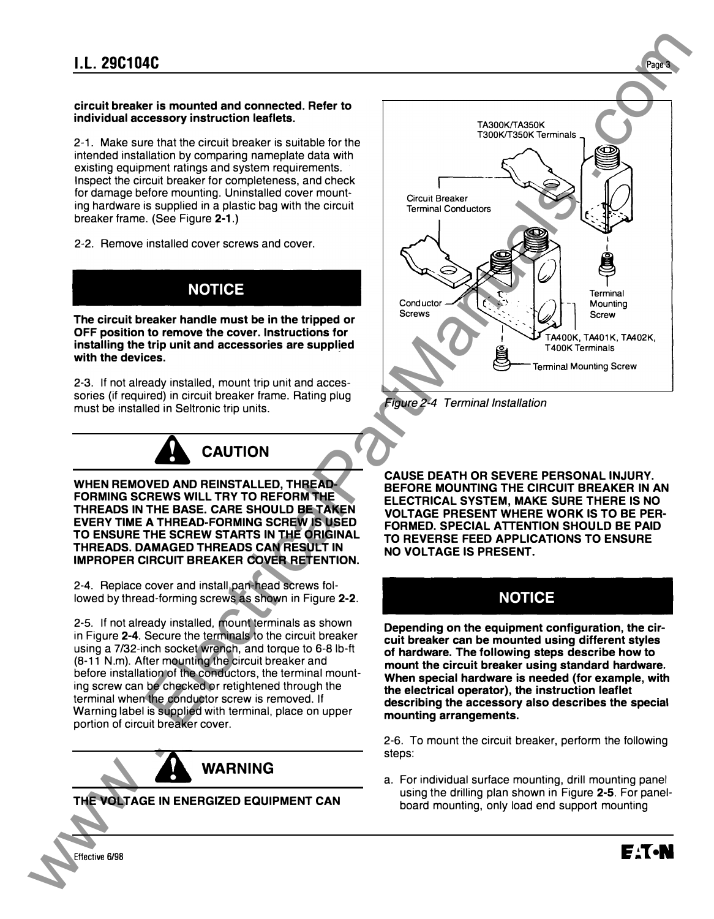**circuit breaker is mounted and connected. Refer to individual accessory instruction leaflets.**

2-1. Make sure that the circuit breaker is suitable for the intended installation by comparing nameplate data with existing equipment ratings and system requirements. Inspect the circuit breaker for completeness, and check for damage before mounting. Uninstalled cover mounting hardware is supplied in a plastic bag with the circuit breaker frame. (See Figure **2-1**.)

2-2. Remove installed cover screws and cover.

## NOTICE

**The circuit breaker handle must be in the tripped or OFF position to remove the cover. Instructions for installing the trip unit and accessories are supplied with the devices.**

2-3. If not already installed, mount trip unit and accessories (if required) in circuit breaker frame. Rating plug must be installed in Seltronic trip units.

## CAUTION

**WHEN REMOVED AND REINSTALLED, THREAD-FORMING SCREWS WILL TRY TO REFORM THE THREADS IN THE BASE. CARE SHOULD BE TAKEN EVERY TIME A THREAD-FORMING SCREW IS USED TO ENSURE THE SCREW STARTS IN THE ORIGINAL THREADS. DAMAGED THREADS CAN RESULT IN IMPROPER CIRCUIT BREAKER COVER RETENTION.**

2-4. Replace cover and install pan-head screws followed by thread-forming screws as shown in Figure **2-2**.

2-5. If not already installed, mount terminals as shown in Figure **2-4**. Secure the terminals to the circuit breaker using a 7/32-inch socket wrench, and torque to 6-8 lb-ft (8-11 N.m). After mounting the circuit breaker and before installation of the conductors, the terminal mounting screw can be checked or retightened through the terminal when the conductor screw is removed. If Warning label is supplied with terminal, place on upper portion of circuit breaker cover.

## WARNING

**THE VOLTAGE IN ENERGIZED EQUIPMENT CAN CAUSE DEATH OR SEVERE PERSONAL INJURY. BEFORE MOUNTING THE CIRCUIT BREAKER IN AN ELECTRICAL SYSTEM, MAKE SURE THERE IS NO VOLTAGE PRESENT WHERE WORK IS TO BE PERFORMED. SPECIAL ATTENTION SHOULD BE PAID TO REVERSE FEED APPLICATIONS TO ENSURE NO VOLTAGE IS PRESENT.**

TA300K/TA350K T300K/T350K Terminals

Circuit Breaker Terminal Conductors

Conductor Screws

Terminal Mounting Screw

TA400K, TA401K, TA402K, T400K Terminals

Terminal Mounting Screw

*Figure 2-4 Terminal Installation*

## NOTICE

**Depending on the equipment configuration, the circuit breaker can be mounted using different styles of hardware. The following steps describe how to mount the circuit breaker using standard hardware. When special hardware is needed (for example, with the electrical operator), the instruction leaflet describing the accessory also describes the special mounting arrangements.**

2-6. To mount the circuit breaker, perform the following steps:

a. For individual surface mounting, drill mounting panel using the drilling plan shown in Figure **2-5**. For panelboard mounting, only load end support mounting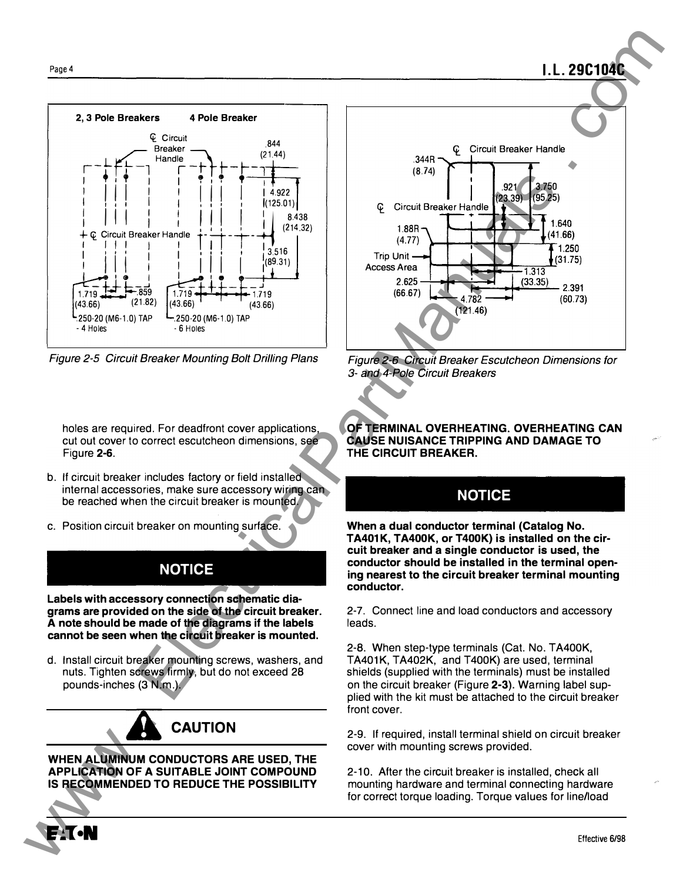Figure 2-5 Circuit Breaker Mounting Bolt Drilling Plans

Figure 2-6 Circuit Breaker Escutcheon Dimensions for 3- and 4-Pole Circuit Breakers

holes are required. For deadfront cover applications, cut out cover to correct escutcheon dimensions, see Figure **2-6**.

b. If circuit breaker includes factory or field installed internal accessories, make sure accessory wiring can be reached when the circuit breaker is mounted.

c. Position circuit breaker on mounting surface.

## NOTICE

**Labels with accessory connection schematic diagrams are provided on the side of the circuit breaker. A note should be made of the diagrams if the labels cannot be seen when the circuit breaker is mounted.**

d. Install circuit breaker mounting screws, washers, and nuts. Tighten screws firmly, but do not exceed 28 pounds-inches (3 N.m.).

## CAUTION

**WHEN ALUMINUM CONDUCTORS ARE USED, THE APPLICATION OF A SUITABLE JOINT COMPOUND IS RECOMMENDED TO REDUCE THE POSSIBILITY OF TERMINAL OVERHEATING. OVERHEATING CAN CAUSE NUISANCE TRIPPING AND DAMAGE TO THE CIRCUIT BREAKER.**

## NOTICE

**When a dual conductor terminal (Catalog No. TA401K, TA400K, or T400K) is installed on the circuit breaker and a single conductor is used, the conductor should be installed in the terminal opening nearest to the circuit breaker terminal mounting conductor.**

2-7. Connect line and load conductors and accessory leads.

2-8. When step-type terminals (Cat. No. TA400K, TA401K, TA402K, and T400K) are used, terminal shields (supplied with the terminals) must be installed on the circuit breaker (Figure **2-3**). Warning label supplied with the kit must be attached to the circuit breaker front cover.

2-9. If required, install terminal shield on circuit breaker cover with mounting screws provided.

2-10. After the circuit breaker is installed, check all mounting hardware and terminal connecting hardware for correct torque loading. Torque values for line/load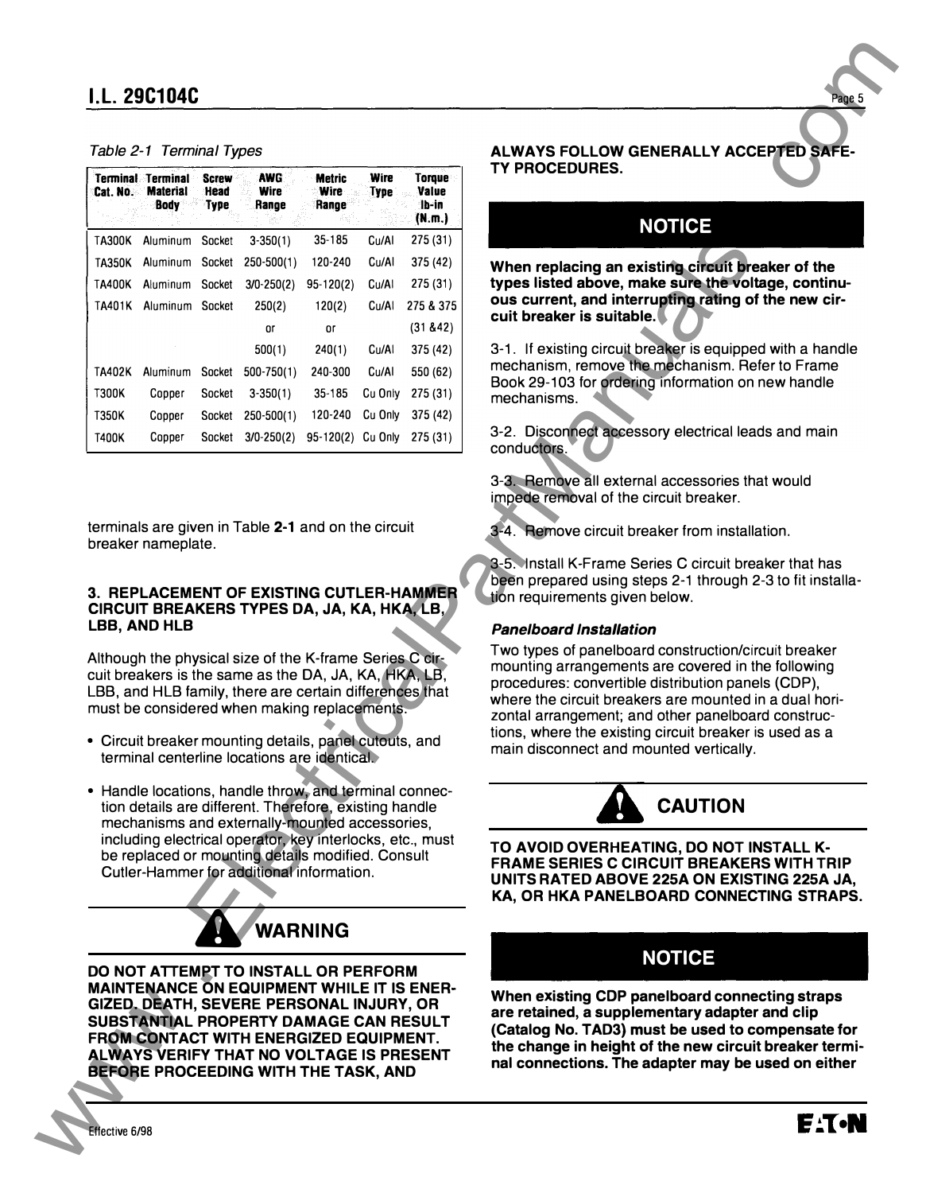*Table 2-1 Terminal Types*

| Terminal Cat. No. | Terminal Material Body | Screw Head Type | AWG Wire Range | Metric Wire Range | Wire Type | Torque Value lb-in (N.m.) |
|---|---|---|---|---|---|---|
| TA300K | Aluminum | Socket | 3-350(1) | 35-185 | Cu/Al | 275 (31) |
| TA350K | Aluminum | Socket | 250-500(1) | 120-240 | Cu/Al | 375 (42) |
| TA400K | Aluminum | Socket | 3/0-250(2) | 95-120(2) | Cu/Al | 275 (31) |
| TA401K | Aluminum | Socket | 250(2) | 120(2) | Cu/Al | 275 & 375 |
| | | | or | or | | (31 &42) |
| | | | 500(1) | 240(1) | Cu/Al | 375 (42) |
| TA402K | Aluminum | Socket | 500-750(1) | 240-300 | Cu/Al | 550 (62) |
| T300K | Copper | Socket | 3-350(1) | 35-185 | Cu Only | 275 (31) |
| T350K | Copper | Socket | 250-500(1) | 120-240 | Cu Only | 375 (42) |
| T400K | Copper | Socket | 3/0-250(2) | 95-120(2) | Cu Only | 275 (31) |

terminals are given in Table **2-1** and on the circuit breaker nameplate.

## 3. REPLACEMENT OF EXISTING CUTLER-HAMMER CIRCUIT BREAKERS TYPES DA, JA, KA, HKA, LB, LBB, AND HLB

Although the physical size of the K-frame Series C circuit breakers is the same as the DA, JA, KA, HKA, LB, LBB, and HLB family, there are certain differences that must be considered when making replacements.

- Circuit breaker mounting details, panel cutouts, and terminal centerline locations are identical.
- Handle locations, handle throw, and terminal connection details are different. Therefore, existing handle mechanisms and externally-mounted accessories, including electrical operator, key interlocks, etc., must be replaced or mounting details modified. Consult Cutler-Hammer for additional information.

**WARNING**

**DO NOT ATTEMPT TO INSTALL OR PERFORM MAINTENANCE ON EQUIPMENT WHILE IT IS ENERGIZED. DEATH, SEVERE PERSONAL INJURY, OR SUBSTANTIAL PROPERTY DAMAGE CAN RESULT FROM CONTACT WITH ENERGIZED EQUIPMENT. ALWAYS VERIFY THAT NO VOLTAGE IS PRESENT BEFORE PROCEEDING WITH THE TASK, AND ALWAYS FOLLOW GENERALLY ACCEPTED SAFETY PROCEDURES.**

**NOTICE**

**When replacing an existing circuit breaker of the types listed above, make sure the voltage, continuous current, and interrupting rating of the new circuit breaker is suitable.**

3-1. If existing circuit breaker is equipped with a handle mechanism, remove the mechanism. Refer to Frame Book 29-103 for ordering information on new handle mechanisms.

3-2. Disconnect accessory electrical leads and main conductors.

3-3. Remove all external accessories that would impede removal of the circuit breaker.

3-4. Remove circuit breaker from installation.

3-5. Install K-Frame Series C circuit breaker that has been prepared using steps 2-1 through 2-3 to fit installation requirements given below.

***Panelboard Installation***

Two types of panelboard construction/circuit breaker mounting arrangements are covered in the following procedures: convertible distribution panels (CDP), where the circuit breakers are mounted in a dual horizontal arrangement; and other panelboard constructions, where the existing circuit breaker is used as a main disconnect and mounted vertically.

**CAUTION**

**TO AVOID OVERHEATING, DO NOT INSTALL K-FRAME SERIES C CIRCUIT BREAKERS WITH TRIP UNITS RATED ABOVE 225A ON EXISTING 225A JA, KA, OR HKA PANELBOARD CONNECTING STRAPS.**

**NOTICE**

**When existing CDP panelboard connecting straps are retained, a supplementary adapter and clip (Catalog No. TAD3) must be used to compensate for the change in height of the new circuit breaker terminal connections. The adapter may be used on either**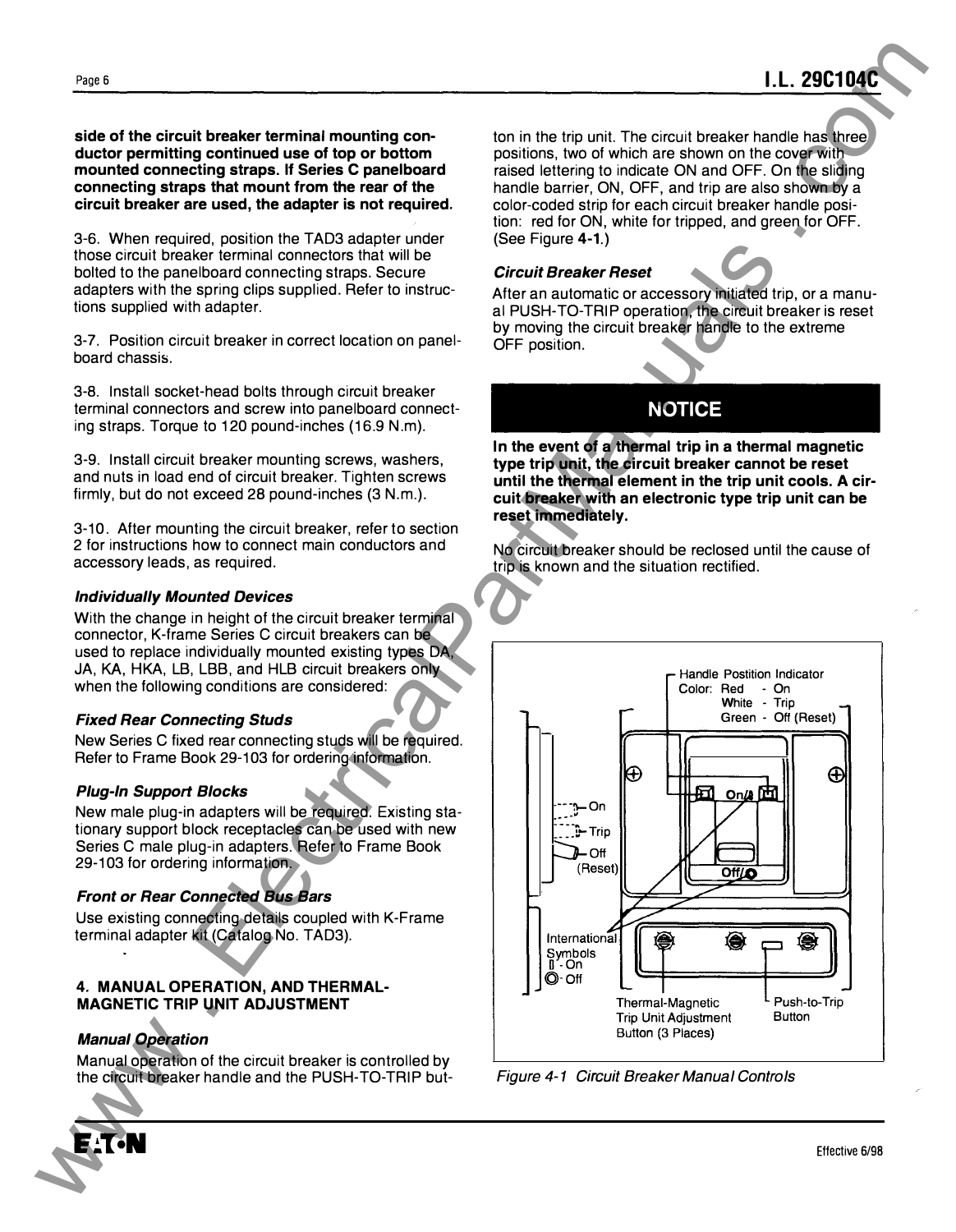**side of the circuit breaker terminal mounting conductor permitting continued use of top or bottom mounted connecting straps. If Series C panelboard connecting straps that mount from the rear of the circuit breaker are used, the adapter is not required.**

3-6. When required, position the TAD3 adapter under those circuit breaker terminal connectors that will be bolted to the panelboard connecting straps. Secure adapters with the spring clips supplied. Refer to instructions supplied with adapter.

3-7. Position circuit breaker in correct location on panelboard chassis.

3-8. Install socket-head bolts through circuit breaker terminal connectors and screw into panelboard connecting straps. Torque to 120 pound-inches (16.9 N.m).

3-9. Install circuit breaker mounting screws, washers, and nuts in load end of circuit breaker. Tighten screws firmly, but do not exceed 28 pound-inches (3 N.m.).

3-10. After mounting the circuit breaker, refer to section 2 for instructions how to connect main conductors and accessory leads, as required.

***Individually Mounted Devices***

With the change in height of the circuit breaker terminal connector, K-frame Series C circuit breakers can be used to replace individually mounted existing types DA, JA, KA, HKA, LB, LBB, and HLB circuit breakers only when the following conditions are considered:

***Fixed Rear Connecting Studs***

New Series C fixed rear connecting studs will be required. Refer to Frame Book 29-103 for ordering information.

***Plug-In Support Blocks***

New male plug-in adapters will be required. Existing stationary support block receptacles can be used with new Series C male plug-in adapters. Refer to Frame Book 29-103 for ordering information.

***Front or Rear Connected Bus Bars***

Use existing connecting details coupled with K-Frame terminal adapter kit (Catalog No. TAD3).

## 4. MANUAL OPERATION, AND THERMAL-MAGNETIC TRIP UNIT ADJUSTMENT

***Manual Operation***

Manual operation of the circuit breaker is controlled by the circuit breaker handle and the PUSH-TO-TRIP button in the trip unit. The circuit breaker handle has three positions, two of which are shown on the cover with raised lettering to indicate ON and OFF. On the sliding handle barrier, ON, OFF, and trip are also shown by a color-coded strip for each circuit breaker handle position: red for ON, white for tripped, and green for OFF. (See Figure **4-1**.)

***Circuit Breaker Reset***

After an automatic or accessory initiated trip, or a manual PUSH-TO-TRIP operation, the circuit breaker is reset by moving the circuit breaker handle to the extreme OFF position.

**NOTICE**

**In the event of a thermal trip in a thermal magnetic type trip unit, the circuit breaker cannot be reset until the thermal element in the trip unit cools. A circuit breaker with an electronic type trip unit can be reset immediately.**

No circuit breaker should be reclosed until the cause of trip is known and the situation rectified.

Handle Postition Indicator
Color: Red - On
White - Trip
Green - Off (Reset)

On
Trip
Off
(Reset)

International Symbols
| - On
O - Off

Thermal-Magnetic Trip Unit Adjustment Button (3 Places)

Push-to-Trip Button

*Figure 4-1 Circuit Breaker Manual Controls*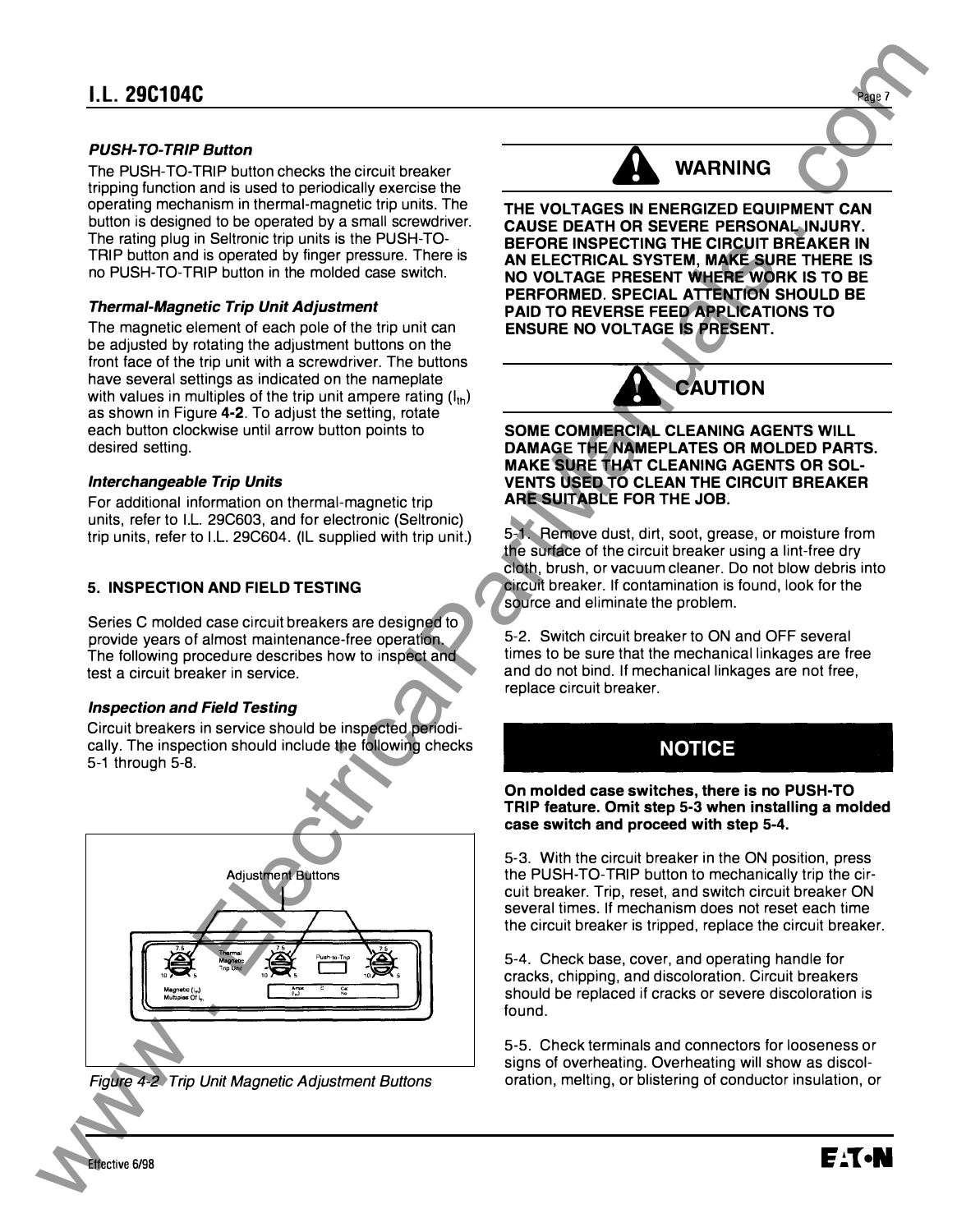*PUSH-TO-TRIP Button*

The PUSH-TO-TRIP button checks the circuit breaker tripping function and is used to periodically exercise the operating mechanism in thermal-magnetic trip units. The button is designed to be operated by a small screwdriver. The rating plug in Seltronic trip units is the PUSH-TO-TRIP button and is operated by finger pressure. There is no PUSH-TO-TRIP button in the molded case switch.

*Thermal-Magnetic Trip Unit Adjustment*

The magnetic element of each pole of the trip unit can be adjusted by rotating the adjustment buttons on the front face of the trip unit with a screwdriver. The buttons have several settings as indicated on the nameplate with values in multiples of the trip unit ampere rating ($I_{th}$) as shown in Figure **4-2**. To adjust the setting, rotate each button clockwise until arrow button points to desired setting.

*Interchangeable Trip Units*

For additional information on thermal-magnetic trip units, refer to I.L. 29C603, and for electronic (Seltronic) trip units, refer to I.L. 29C604. (IL supplied with trip unit.)

## 5. INSPECTION AND FIELD TESTING

Series C molded case circuit breakers are designed to provide years of almost maintenance-free operation. The following procedure describes how to inspect and test a circuit breaker in service.

*Inspection and Field Testing*

Circuit breakers in service should be inspected periodically. The inspection should include the following checks 5-1 through 5-8.

Adjustment Buttons

7.5 · 10 · 5 — Thermal Magnetic Trip Unit — 7.5 · 10 · 5 — Push-to-Trip — 7.5 · 10 · 5

Magnetic ($I_m$) Multiples Of $I_{th}$ — Amps ($I_{th}$) — C — Cat No

*Figure 4-2 Trip Unit Magnetic Adjustment Buttons*

**WARNING**

**THE VOLTAGES IN ENERGIZED EQUIPMENT CAN CAUSE DEATH OR SEVERE PERSONAL INJURY. BEFORE INSPECTING THE CIRCUIT BREAKER IN AN ELECTRICAL SYSTEM, MAKE SURE THERE IS NO VOLTAGE PRESENT WHERE WORK IS TO BE PERFORMED. SPECIAL ATTENTION SHOULD BE PAID TO REVERSE FEED APPLICATIONS TO ENSURE NO VOLTAGE IS PRESENT.**

**CAUTION**

**SOME COMMERCIAL CLEANING AGENTS WILL DAMAGE THE NAMEPLATES OR MOLDED PARTS. MAKE SURE THAT CLEANING AGENTS OR SOLVENTS USED TO CLEAN THE CIRCUIT BREAKER ARE SUITABLE FOR THE JOB.**

5-1. Remove dust, dirt, soot, grease, or moisture from the surface of the circuit breaker using a lint-free dry cloth, brush, or vacuum cleaner. Do not blow debris into circuit breaker. If contamination is found, look for the source and eliminate the problem.

5-2. Switch circuit breaker to ON and OFF several times to be sure that the mechanical linkages are free and do not bind. If mechanical linkages are not free, replace circuit breaker.

**NOTICE**

**On molded case switches, there is no PUSH-TO TRIP feature. Omit step 5-3 when installing a molded case switch and proceed with step 5-4.**

5-3. With the circuit breaker in the ON position, press the PUSH-TO-TRIP button to mechanically trip the circuit breaker. Trip, reset, and switch circuit breaker ON several times. If mechanism does not reset each time the circuit breaker is tripped, replace the circuit breaker.

5-4. Check base, cover, and operating handle for cracks, chipping, and discoloration. Circuit breakers should be replaced if cracks or severe discoloration is found.

5-5. Check terminals and connectors for looseness or signs of overheating. Overheating will show as discoloration, melting, or blistering of conductor insulation, or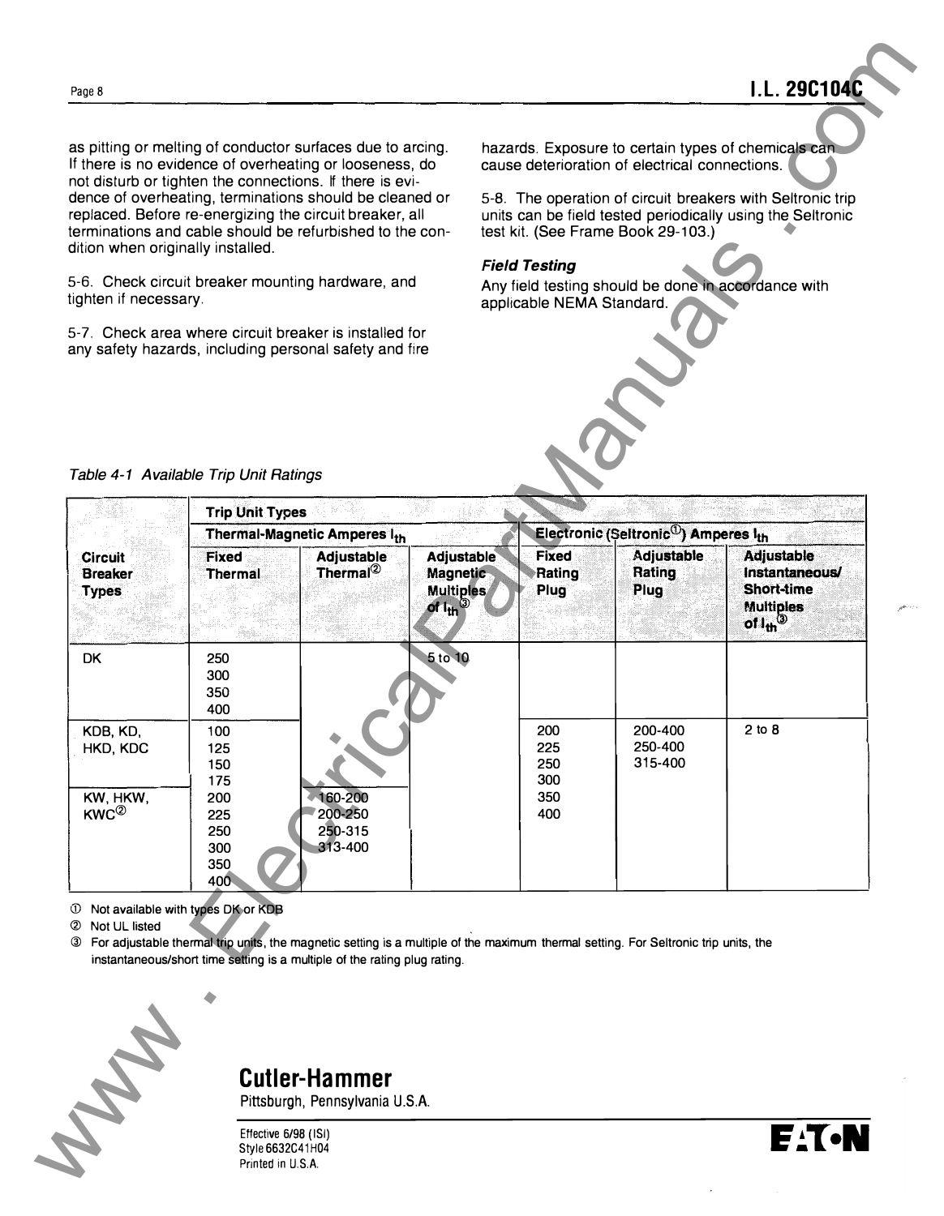as pitting or melting of conductor surfaces due to arcing. If there is no evidence of overheating or looseness, do not disturb or tighten the connections. If there is evidence of overheating, terminations should be cleaned or replaced. Before re-energizing the circuit breaker, all terminations and cable should be refurbished to the condition when originally installed.

5-6. Check circuit breaker mounting hardware, and tighten if necessary.

5-7. Check area where circuit breaker is installed for any safety hazards, including personal safety and fire hazards. Exposure to certain types of chemicals can cause deterioration of electrical connections.

5-8. The operation of circuit breakers with Seltronic trip units can be field tested periodically using the Seltronic test kit. (See Frame Book 29-103.)

***Field Testing***

Any field testing should be done in accordance with applicable NEMA Standard.

*Table 4-1 Available Trip Unit Ratings*

| Circuit Breaker Types | Trip Unit Types | | | | | |
|---|---|---|---|---|---|---|
| | Thermal-Magnetic Amperes $I_{th}$ | | | Electronic (Seltronic①) Amperes $I_{th}$ | | |
| | Fixed Thermal | Adjustable Thermal② | Adjustable Magnetic Multiples of $I_{th}$③ | Fixed Rating Plug | Adjustable Rating Plug | Adjustable Instantaneous/ Short-time Multiples of $I_{th}$③ |
| DK | 250<br>300<br>350<br>400 | | 5 to 10 | | | |
| KDB, KD, HKD, KDC | 100<br>125<br>150<br>175 | | | 200<br>225<br>250<br>300<br>350<br>400 | 200-400<br>250-400<br>315-400 | 2 to 8 |
| KW, HKW, KWC② | 200<br>225<br>250<br>300<br>350<br>400 | 160-200<br>200-250<br>250-315<br>313-400 | | | | |

① Not available with types DK or KDB

② Not UL listed

③ For adjustable thermal trip units, the magnetic setting is a multiple of the maximum thermal setting. For Seltronic trip units, the instantaneous/short time setting is a multiple of the rating plug rating.

**Cutler-Hammer**

Pittsburgh, Pennsylvania U.S.A.

Effective 6/98 (ISI)
Style 6632C41H04
Printed in U.S.A.